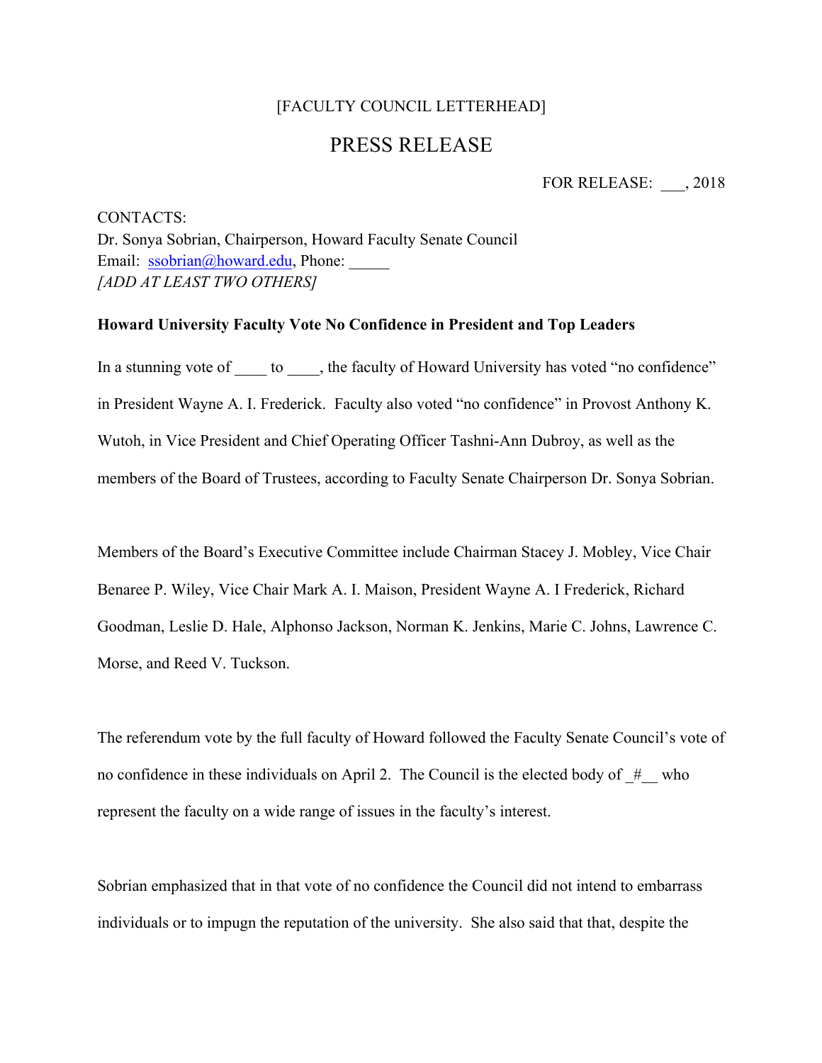[FACULTY COUNCIL LETTERHEAD]

# PRESS RELEASE

FOR RELEASE: ___, 2018

CONTACTS:
Dr. Sonya Sobrian, Chairperson, Howard Faculty Senate Council
Email: ssobrian@howard.edu, Phone: _____
*[ADD AT LEAST TWO OTHERS]*

**Howard University Faculty Vote No Confidence in President and Top Leaders**

In a stunning vote of ____ to ____, the faculty of Howard University has voted "no confidence" in President Wayne A. I. Frederick. Faculty also voted "no confidence" in Provost Anthony K. Wutoh, in Vice President and Chief Operating Officer Tashni-Ann Dubroy, as well as the members of the Board of Trustees, according to Faculty Senate Chairperson Dr. Sonya Sobrian.

Members of the Board's Executive Committee include Chairman Stacey J. Mobley, Vice Chair Benaree P. Wiley, Vice Chair Mark A. I. Maison, President Wayne A. I Frederick, Richard Goodman, Leslie D. Hale, Alphonso Jackson, Norman K. Jenkins, Marie C. Johns, Lawrence C. Morse, and Reed V. Tuckson.

The referendum vote by the full faculty of Howard followed the Faculty Senate Council's vote of no confidence in these individuals on April 2. The Council is the elected body of _#__ who represent the faculty on a wide range of issues in the faculty's interest.

Sobrian emphasized that in that vote of no confidence the Council did not intend to embarrass individuals or to impugn the reputation of the university. She also said that that, despite the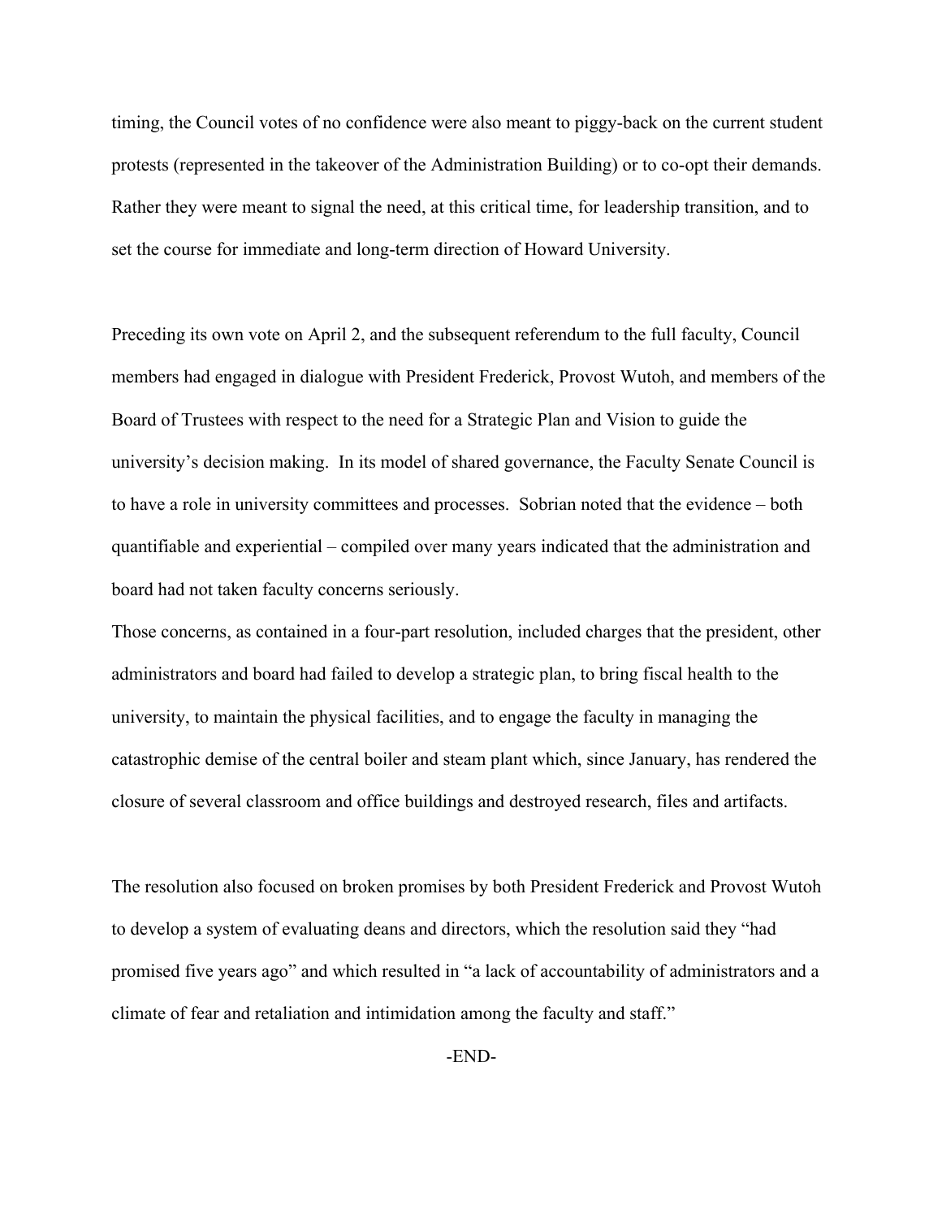timing, the Council votes of no confidence were also meant to piggy-back on the current student protests (represented in the takeover of the Administration Building) or to co-opt their demands. Rather they were meant to signal the need, at this critical time, for leadership transition, and to set the course for immediate and long-term direction of Howard University.

Preceding its own vote on April 2, and the subsequent referendum to the full faculty, Council members had engaged in dialogue with President Frederick, Provost Wutoh, and members of the Board of Trustees with respect to the need for a Strategic Plan and Vision to guide the university's decision making. In its model of shared governance, the Faculty Senate Council is to have a role in university committees and processes. Sobrian noted that the evidence – both quantifiable and experiential – compiled over many years indicated that the administration and board had not taken faculty concerns seriously.

Those concerns, as contained in a four-part resolution, included charges that the president, other administrators and board had failed to develop a strategic plan, to bring fiscal health to the university, to maintain the physical facilities, and to engage the faculty in managing the catastrophic demise of the central boiler and steam plant which, since January, has rendered the closure of several classroom and office buildings and destroyed research, files and artifacts.

The resolution also focused on broken promises by both President Frederick and Provost Wutoh to develop a system of evaluating deans and directors, which the resolution said they "had promised five years ago" and which resulted in "a lack of accountability of administrators and a climate of fear and retaliation and intimidation among the faculty and staff."

-END-